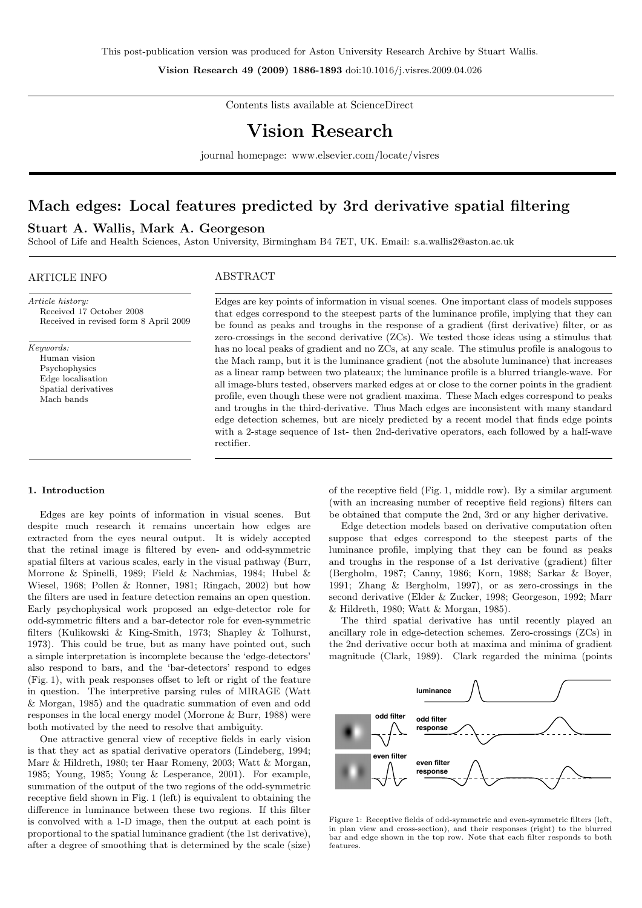This post-publication version was produced for Aston University Research Archive by Stuart Wallis.

**Vision Research 49 (2009) 1886-1893** doi:10.1016/j.visres.2009.04.026

Contents lists available at ScienceDirect

# Vision Research

journal homepage: www.elsevier.com/locate/visres

## Mach edges: Local features predicted by 3rd derivative spatial filtering

**Stuart A. Wallis, Mark A. Georgeson**

School of Life and Health Sciences, Aston University, Birmingham B4 7ET, UK. Email: s.a.wallis2@aston.ac.uk

ARTICLE INFO

*Article history:*
Received 17 October 2008
Received in revised form 8 April 2009

*Keywords:*
Human vision
Psychophysics
Edge localisation
Spatial derivatives
Mach bands

ABSTRACT

Edges are key points of information in visual scenes. One important class of models supposes that edges correspond to the steepest parts of the luminance profile, implying that they can be found as peaks and troughs in the response of a gradient (first derivative) filter, or as zero-crossings in the second derivative (ZCs). We tested those ideas using a stimulus that has no local peaks of gradient and no ZCs, at any scale. The stimulus profile is analogous to the Mach ramp, but it is the luminance gradient (not the absolute luminance) that increases as a linear ramp between two plateaux; the luminance profile is a blurred triangle-wave. For all image-blurs tested, observers marked edges at or close to the corner points in the gradient profile, even though these were not gradient maxima. These Mach edges correspond to peaks and troughs in the third-derivative. Thus Mach edges are inconsistent with many standard edge detection schemes, but are nicely predicted by a recent model that finds edge points with a 2-stage sequence of 1st- then 2nd-derivative operators, each followed by a half-wave rectifier.

### 1. Introduction

Edges are key points of information in visual scenes. But despite much research it remains uncertain how edges are extracted from the eyes neural output. It is widely accepted that the retinal image is filtered by even- and odd-symmetric spatial filters at various scales, early in the visual pathway (Burr, Morrone & Spinelli, 1989; Field & Nachmias, 1984; Hubel & Wiesel, 1968; Pollen & Ronner, 1981; Ringach, 2002) but how the filters are used in feature detection remains an open question. Early psychophysical work proposed an edge-detector role for odd-symmetric filters and a bar-detector role for even-symmetric filters (Kulikowski & King-Smith, 1973; Shapley & Tolhurst, 1973). This could be true, but as many have pointed out, such a simple interpretation is incomplete because the 'edge-detectors' also respond to bars, and the 'bar-detectors' respond to edges (Fig. 1), with peak responses offset to left or right of the feature in question. The interpretive parsing rules of MIRAGE (Watt & Morgan, 1985) and the quadratic summation of even and odd responses in the local energy model (Morrone & Burr, 1988) were both motivated by the need to resolve that ambiguity.

One attractive general view of receptive fields in early vision is that they act as spatial derivative operators (Lindeberg, 1994; Marr & Hildreth, 1980; ter Haar Romeny, 2003; Watt & Morgan, 1985; Young, 1985; Young & Lesperance, 2001). For example, summation of the output of the two regions of the odd-symmetric receptive field shown in Fig. 1 (left) is equivalent to obtaining the difference in luminance between these two regions. If this filter is convolved with a 1-D image, then the output at each point is proportional to the spatial luminance gradient (the 1st derivative), after a degree of smoothing that is determined by the scale (size) of the receptive field (Fig. 1, middle row). By a similar argument (with an increasing number of receptive field regions) filters can be obtained that compute the 2nd, 3rd or any higher derivative.

Edge detection models based on derivative computation often suppose that edges correspond to the steepest parts of the luminance profile, implying that they can be found as peaks and troughs in the response of a 1st derivative (gradient) filter (Bergholm, 1987; Canny, 1986; Korn, 1988; Sarkar & Boyer, 1991; Zhang & Bergholm, 1997), or as zero-crossings in the second derivative (Elder & Zucker, 1998; Georgeson, 1992; Marr & Hildreth, 1980; Watt & Morgan, 1985).

The third spatial derivative has until recently played an ancillary role in edge-detection schemes. Zero-crossings (ZCs) in the 2nd derivative occur both at maxima and minima of gradient magnitude (Clark, 1989). Clark regarded the minima (points

Figure 1: Receptive fields of odd-symmetric and even-symmetric filters (left, in plan view and cross-section), and their responses (right) to the blurred bar and edge shown in the top row. Note that each filter responds to both features.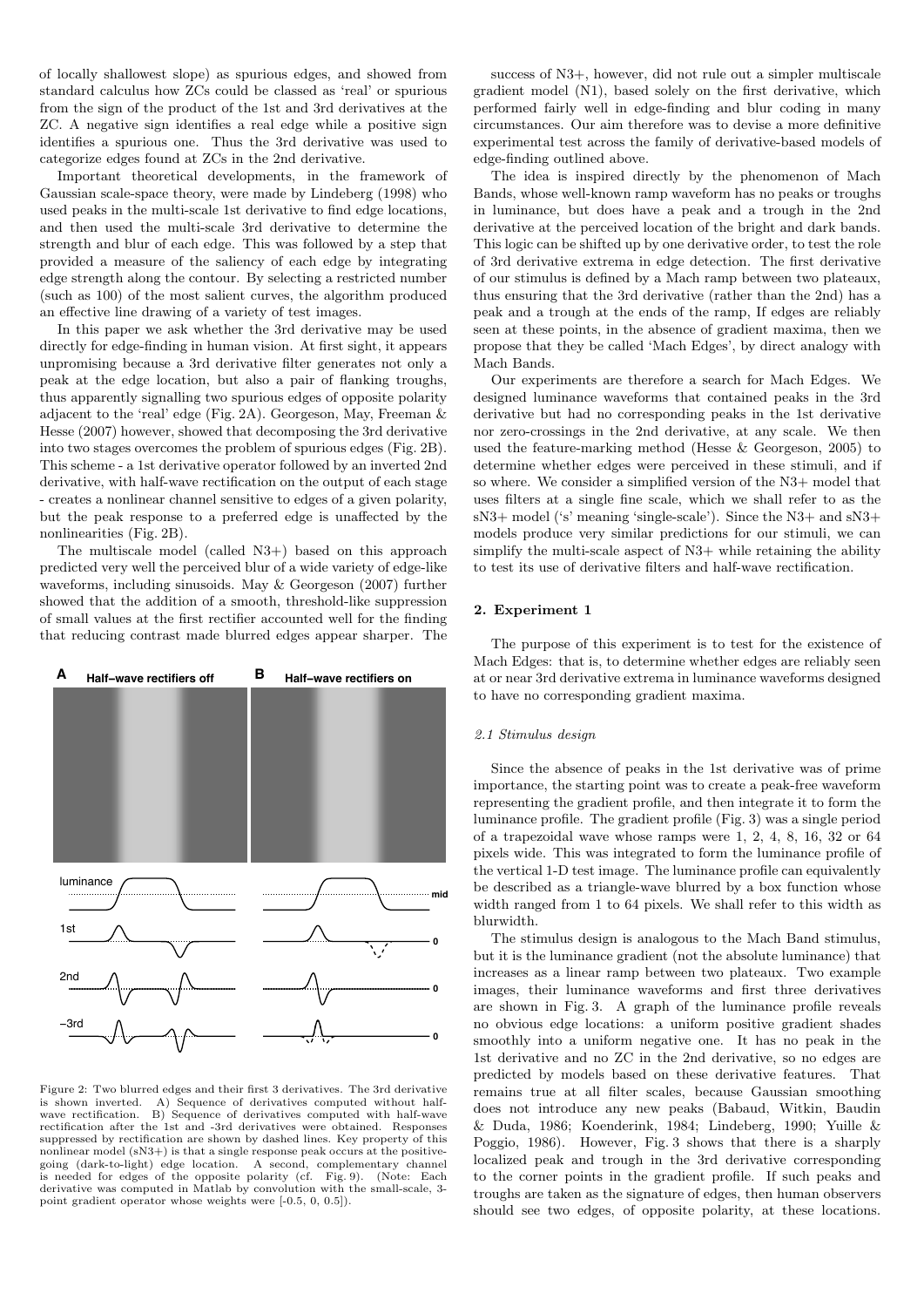of locally shallowest slope) as spurious edges, and showed from standard calculus how ZCs could be classed as 'real' or spurious from the sign of the product of the 1st and 3rd derivatives at the ZC. A negative sign identifies a real edge while a positive sign identifies a spurious one. Thus the 3rd derivative was used to categorize edges found at ZCs in the 2nd derivative.

Important theoretical developments, in the framework of Gaussian scale-space theory, were made by Lindeberg (1998) who used peaks in the multi-scale 1st derivative to find edge locations, and then used the multi-scale 3rd derivative to determine the strength and blur of each edge. This was followed by a step that provided a measure of the saliency of each edge by integrating edge strength along the contour. By selecting a restricted number (such as 100) of the most salient curves, the algorithm produced an effective line drawing of a variety of test images.

In this paper we ask whether the 3rd derivative may be used directly for edge-finding in human vision. At first sight, it appears unpromising because a 3rd derivative filter generates not only a peak at the edge location, but also a pair of flanking troughs, thus apparently signalling two spurious edges of opposite polarity adjacent to the 'real' edge (Fig. 2A). Georgeson, May, Freeman & Hesse (2007) however, showed that decomposing the 3rd derivative into two stages overcomes the problem of spurious edges (Fig. 2B). This scheme - a 1st derivative operator followed by an inverted 2nd derivative, with half-wave rectification on the output of each stage - creates a nonlinear channel sensitive to edges of a given polarity, but the peak response to a preferred edge is unaffected by the nonlinearities (Fig. 2B).

The multiscale model (called N3+) based on this approach predicted very well the perceived blur of a wide variety of edge-like waveforms, including sinusoids. May & Georgeson (2007) further showed that the addition of a smooth, threshold-like suppression of small values at the first rectifier accounted well for the finding that reducing contrast made blurred edges appear sharper. The success of N3+, however, did not rule out a simpler multiscale gradient model (N1), based solely on the first derivative, which performed fairly well in edge-finding and blur coding in many circumstances. Our aim therefore was to devise a more definitive experimental test across the family of derivative-based models of edge-finding outlined above.

Figure 2: Two blurred edges and their first 3 derivatives. The 3rd derivative is shown inverted. A) Sequence of derivatives computed without half-wave rectification. B) Sequence of derivatives computed with half-wave rectification after the 1st and -3rd derivatives were obtained. Responses suppressed by rectification are shown by dashed lines. Key property of this nonlinear model (sN3+) is that a single response peak occurs at the positive-going (dark-to-light) edge location. A second, complementary channel is needed for edges of the opposite polarity (cf. Fig. 9). (Note: Each derivative was computed in Matlab by convolution with the small-scale, 3-point gradient operator whose weights were [-0.5, 0, 0.5]).

The idea is inspired directly by the phenomenon of Mach Bands, whose well-known ramp waveform has no peaks or troughs in luminance, but does have a peak and a trough in the 2nd derivative at the perceived location of the bright and dark bands. This logic can be shifted up by one derivative order, to test the role of 3rd derivative extrema in edge detection. The first derivative of our stimulus is defined by a Mach ramp between two plateaux, thus ensuring that the 3rd derivative (rather than the 2nd) has a peak and a trough at the ends of the ramp, If edges are reliably seen at these points, in the absence of gradient maxima, then we propose that they be called 'Mach Edges', by direct analogy with Mach Bands.

Our experiments are therefore a search for Mach Edges. We designed luminance waveforms that contained peaks in the 3rd derivative but had no corresponding peaks in the 1st derivative nor zero-crossings in the 2nd derivative, at any scale. We then used the feature-marking method (Hesse & Georgeson, 2005) to determine whether edges were perceived in these stimuli, and if so where. We consider a simplified version of the N3+ model that uses filters at a single fine scale, which we shall refer to as the sN3+ model ('s' meaning 'single-scale'). Since the N3+ and sN3+ models produce very similar predictions for our stimuli, we can simplify the multi-scale aspect of N3+ while retaining the ability to test its use of derivative filters and half-wave rectification.

## 2. Experiment 1

The purpose of this experiment is to test for the existence of Mach Edges: that is, to determine whether edges are reliably seen at or near 3rd derivative extrema in luminance waveforms designed to have no corresponding gradient maxima.

### *2.1 Stimulus design*

Since the absence of peaks in the 1st derivative was of prime importance, the starting point was to create a peak-free waveform representing the gradient profile, and then integrate it to form the luminance profile. The gradient profile (Fig. 3) was a single period of a trapezoidal wave whose ramps were 1, 2, 4, 8, 16, 32 or 64 pixels wide. This was integrated to form the luminance profile of the vertical 1-D test image. The luminance profile can equivalently be described as a triangle-wave blurred by a box function whose width ranged from 1 to 64 pixels. We shall refer to this width as blurwidth.

The stimulus design is analogous to the Mach Band stimulus, but it is the luminance gradient (not the absolute luminance) that increases as a linear ramp between two plateaux. Two example images, their luminance waveforms and first three derivatives are shown in Fig. 3. A graph of the luminance profile reveals no obvious edge locations: a uniform positive gradient shades smoothly into a uniform negative one. It has no peak in the 1st derivative and no ZC in the 2nd derivative, so no edges are predicted by models based on these derivative features. That remains true at all filter scales, because Gaussian smoothing does not introduce any new peaks (Babaud, Witkin, Baudin & Duda, 1986; Koenderink, 1984; Lindeberg, 1990; Yuille & Poggio, 1986). However, Fig. 3 shows that there is a sharply localized peak and trough in the 3rd derivative corresponding to the corner points in the gradient profile. If such peaks and troughs are taken as the signature of edges, then human observers should see two edges, of opposite polarity, at these locations.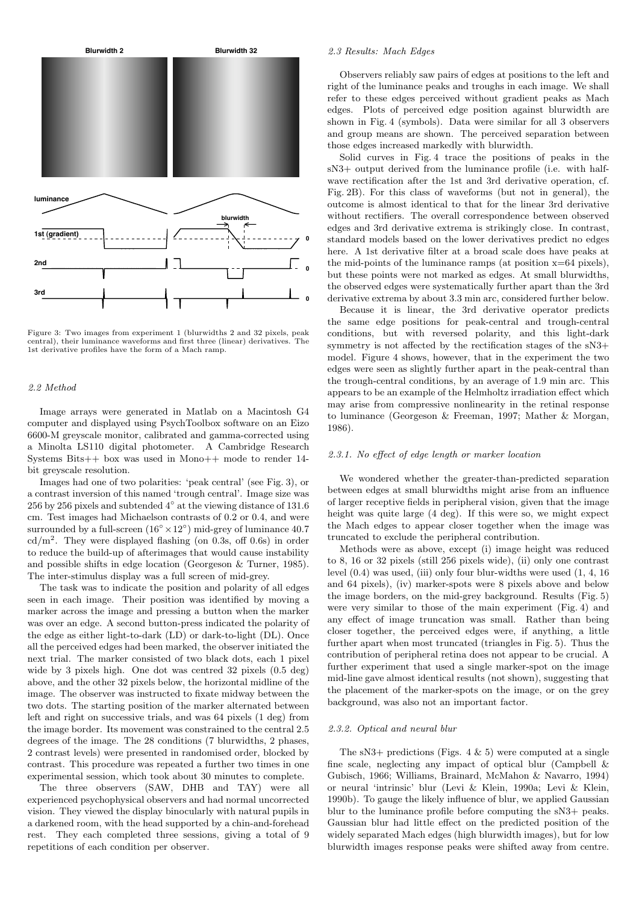Figure 3: Two images from experiment 1 (blurwidths 2 and 32 pixels, peak central), their luminance waveforms and first three (linear) derivatives. The 1st derivative profiles have the form of a Mach ramp.

### 2.2 Method

Image arrays were generated in Matlab on a Macintosh G4 computer and displayed using PsychToolbox software on an Eizo 6600-M greyscale monitor, calibrated and gamma-corrected using a Minolta LS110 digital photometer. A Cambridge Research Systems Bits++ box was used in Mono++ mode to render 14-bit greyscale resolution.

Images had one of two polarities: 'peak central' (see Fig. 3), or a contrast inversion of this named 'trough central'. Image size was 256 by 256 pixels and subtended 4° at the viewing distance of 131.6 cm. Test images had Michaelson contrasts of 0.2 or 0.4, and were surrounded by a full-screen ($16^{\circ} \times 12^{\circ}$) mid-grey of luminance 40.7 cd/m$^2$. They were displayed flashing (on 0.3s, off 0.6s) in order to reduce the build-up of afterimages that would cause instability and possible shifts in edge location (Georgeson & Turner, 1985). The inter-stimulus display was a full screen of mid-grey.

The task was to indicate the position and polarity of all edges seen in each image. Their position was identified by moving a marker across the image and pressing a button when the marker was over an edge. A second button-press indicated the polarity of the edge as either light-to-dark (LD) or dark-to-light (DL). Once all the perceived edges had been marked, the observer initiated the next trial. The marker consisted of two black dots, each 1 pixel wide by 3 pixels high. One dot was centred 32 pixels (0.5 deg) above, and the other 32 pixels below, the horizontal midline of the image. The observer was instructed to fixate midway between the two dots. The starting position of the marker alternated between left and right on successive trials, and was 64 pixels (1 deg) from the image border. Its movement was constrained to the central 2.5 degrees of the image. The 28 conditions (7 blurwidths, 2 phases, 2 contrast levels) were presented in randomised order, blocked by contrast. This procedure was repeated a further two times in one experimental session, which took about 30 minutes to complete.

The three observers (SAW, DHB and TAY) were all experienced psychophysical observers and had normal uncorrected vision. They viewed the display binocularly with natural pupils in a darkened room, with the head supported by a chin-and-forehead rest. They each completed three sessions, giving a total of 9 repetitions of each condition per observer.

### 2.3 Results: Mach Edges

Observers reliably saw pairs of edges at positions to the left and right of the luminance peaks and troughs in each image. We shall refer to these edges perceived without gradient peaks as Mach edges. Plots of perceived edge position against blurwidth are shown in Fig. 4 (symbols). Data were similar for all 3 observers and group means are shown. The perceived separation between those edges increased markedly with blurwidth.

Solid curves in Fig. 4 trace the positions of peaks in the sN3+ output derived from the luminance profile (i.e. with half-wave rectification after the 1st and 3rd derivative operation, cf. Fig. 2B). For this class of waveforms (but not in general), the outcome is almost identical to that for the linear 3rd derivative without rectifiers. The overall correspondence between observed edges and 3rd derivative extrema is strikingly close. In contrast, standard models based on the lower derivatives predict no edges here. A 1st derivative filter at a broad scale does have peaks at the mid-points of the luminance ramps (at position x=64 pixels), but these points were not marked as edges. At small blurwidths, the observed edges were systematically further apart than the 3rd derivative extrema by about 3.3 min arc, considered further below.

Because it is linear, the 3rd derivative operator predicts the same edge positions for peak-central and trough-central conditions, but with reversed polarity, and this light-dark symmetry is not affected by the rectification stages of the sN3+ model. Figure 4 shows, however, that in the experiment the two edges were seen as slightly further apart in the peak-central than the trough-central conditions, by an average of 1.9 min arc. This appears to be an example of the Helmholtz irradiation effect which may arise from compressive nonlinearity in the retinal response to luminance (Georgeson & Freeman, 1997; Mather & Morgan, 1986).

#### 2.3.1. No effect of edge length or marker location

We wondered whether the greater-than-predicted separation between edges at small blurwidths might arise from an influence of larger receptive fields in peripheral vision, given that the image height was quite large (4 deg). If this were so, we might expect the Mach edges to appear closer together when the image was truncated to exclude the peripheral contribution.

Methods were as above, except (i) image height was reduced to 8, 16 or 32 pixels (still 256 pixels wide), (ii) only one contrast level (0.4) was used, (iii) only four blur-widths were used (1, 4, 16 and 64 pixels), (iv) marker-spots were 8 pixels above and below the image borders, on the mid-grey background. Results (Fig. 5) were very similar to those of the main experiment (Fig. 4) and any effect of image truncation was small. Rather than being closer together, the perceived edges were, if anything, a little further apart when most truncated (triangles in Fig. 5). Thus the contribution of peripheral retina does not appear to be crucial. A further experiment that used a single marker-spot on the image mid-line gave almost identical results (not shown), suggesting that the placement of the marker-spots on the image, or on the grey background, was also not an important factor.

#### 2.3.2. Optical and neural blur

The sN3+ predictions (Figs. 4 & 5) were computed at a single fine scale, neglecting any impact of optical blur (Campbell & Gubisch, 1966; Williams, Brainard, McMahon & Navarro, 1994) or neural 'intrinsic' blur (Levi & Klein, 1990a; Levi & Klein, 1990b). To gauge the likely influence of blur, we applied Gaussian blur to the luminance profile before computing the sN3+ peaks. Gaussian blur had little effect on the predicted position of the widely separated Mach edges (high blurwidth images), but for low blurwidth images response peaks were shifted away from centre.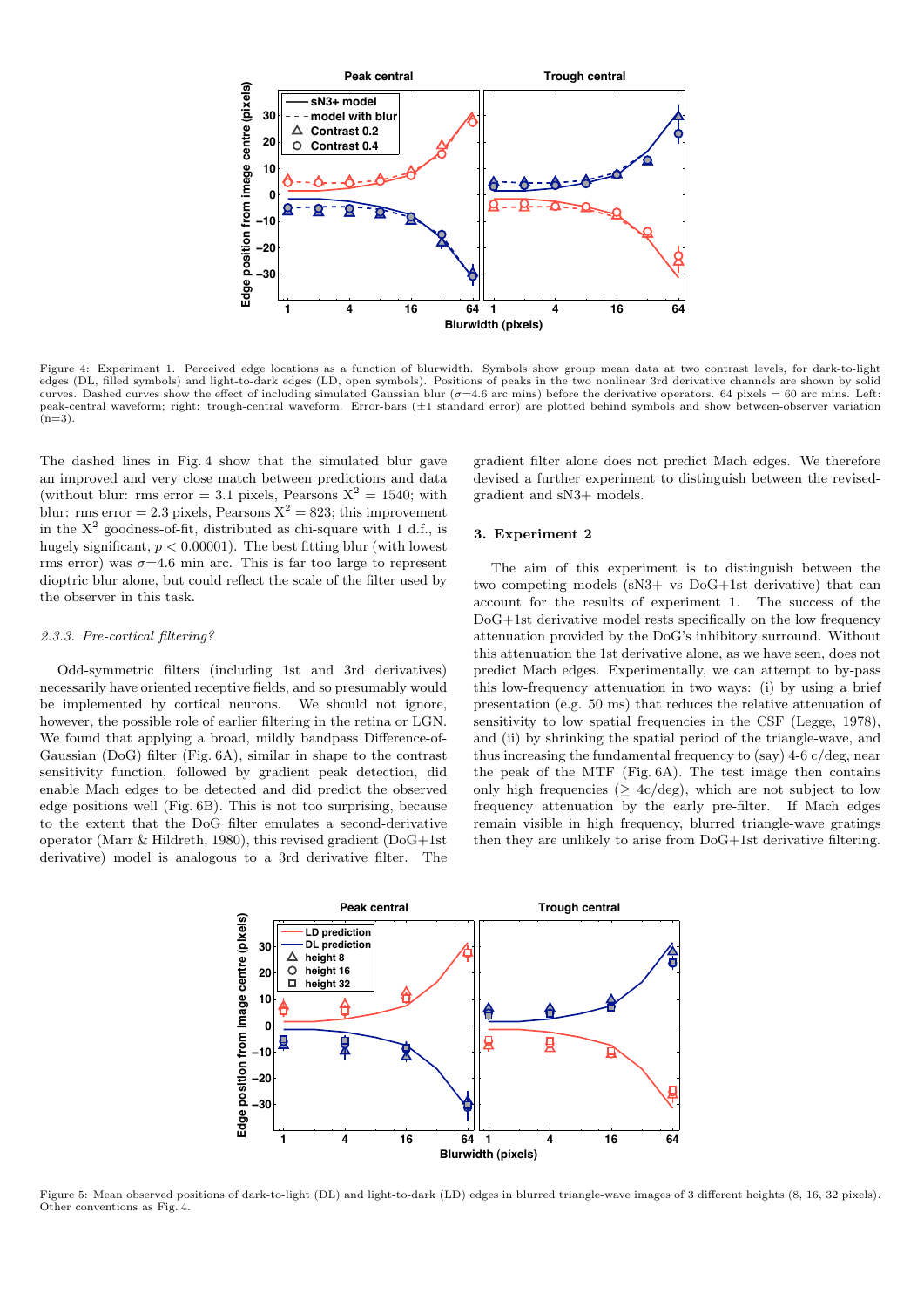Figure 4: Experiment 1. Perceived edge locations as a function of blurwidth. Symbols show group mean data at two contrast levels, for dark-to-light edges (DL, filled symbols) and light-to-dark edges (LD, open symbols). Positions of peaks in the two nonlinear 3rd derivative channels are shown by solid curves. Dashed curves show the effect of including simulated Gaussian blur ($\sigma$=4.6 arc mins) before the derivative operators. 64 pixels = 60 arc mins. Left: peak-central waveform; right: trough-central waveform. Error-bars ($\pm$1 standard error) are plotted behind symbols and show between-observer variation (n=3).

The dashed lines in Fig. 4 show that the simulated blur gave an improved and very close match between predictions and data (without blur: rms error = 3.1 pixels, Pearsons $X^2$ = 1540; with blur: rms error = 2.3 pixels, Pearsons $X^2$ = 823; this improvement in the $X^2$ goodness-of-fit, distributed as chi-square with 1 d.f., is hugely significant, $p < 0.00001$). The best fitting blur (with lowest rms error) was $\sigma$=4.6 min arc. This is far too large to represent dioptric blur alone, but could reflect the scale of the filter used by the observer in this task.

### *2.3.3. Pre-cortical filtering?*

Odd-symmetric filters (including 1st and 3rd derivatives) necessarily have oriented receptive fields, and so presumably would be implemented by cortical neurons. We should not ignore, however, the possible role of earlier filtering in the retina or LGN. We found that applying a broad, mildly bandpass Difference-of-Gaussian (DoG) filter (Fig. 6A), similar in shape to the contrast sensitivity function, followed by gradient peak detection, did enable Mach edges to be detected and did predict the observed edge positions well (Fig. 6B). This is not too surprising, because to the extent that the DoG filter emulates a second-derivative operator (Marr & Hildreth, 1980), this revised gradient (DoG+1st derivative) model is analogous to a 3rd derivative filter. The gradient filter alone does not predict Mach edges. We therefore devised a further experiment to distinguish between the revised-gradient and sN3+ models.

## 3. Experiment 2

The aim of this experiment is to distinguish between the two competing models (sN3+ vs DoG+1st derivative) that can account for the results of experiment 1. The success of the DoG+1st derivative model rests specifically on the low frequency attenuation provided by the DoG's inhibitory surround. Without this attenuation the 1st derivative alone, as we have seen, does not predict Mach edges. Experimentally, we can attempt to by-pass this low-frequency attenuation in two ways: (i) by using a brief presentation (e.g. 50 ms) that reduces the relative attenuation of sensitivity to low spatial frequencies in the CSF (Legge, 1978), and (ii) by shrinking the spatial period of the triangle-wave, and thus increasing the fundamental frequency to (say) 4-6 c/deg, near the peak of the MTF (Fig. 6A). The test image then contains only high frequencies ($\geq$ 4c/deg), which are not subject to low frequency attenuation by the early pre-filter. If Mach edges remain visible in high frequency, blurred triangle-wave gratings then they are unlikely to arise from DoG+1st derivative filtering.

Figure 5: Mean observed positions of dark-to-light (DL) and light-to-dark (LD) edges in blurred triangle-wave images of 3 different heights (8, 16, 32 pixels). Other conventions as Fig. 4.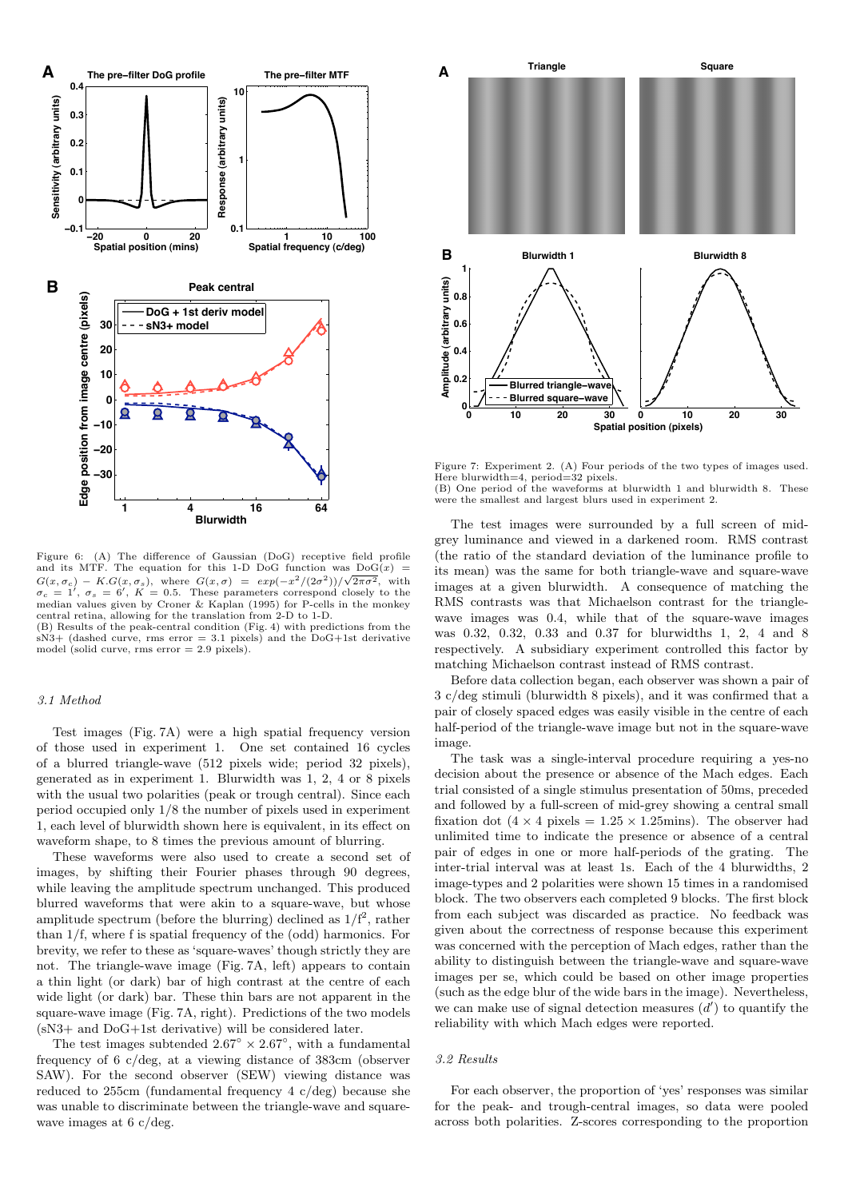Figure 6: (A) The difference of Gaussian (DoG) receptive field profile and its MTF. The equation for this 1-D DoG function was $\mathrm{DoG}(x) = G(x, \sigma_c) - K.G(x, \sigma_s)$, where $G(x, \sigma) = exp(-x^2/(2\sigma^2))/\sqrt{2\pi\sigma^2}$, with $\sigma_c = 1'$, $\sigma_s = 6'$, $K = 0.5$. These parameters correspond closely to the median values given by Croner & Kaplan (1995) for P-cells in the monkey central retina, allowing for the translation from 2-D to 1-D.
(B) Results of the peak-central condition (Fig. 4) with predictions from the sN3+ (dashed curve, rms error = 3.1 pixels) and the DoG+1st derivative model (solid curve, rms error = 2.9 pixels).

*3.1 Method*

Test images (Fig. 7A) were a high spatial frequency version of those used in experiment 1. One set contained 16 cycles of a blurred triangle-wave (512 pixels wide; period 32 pixels), generated as in experiment 1. Blurwidth was 1, 2, 4 or 8 pixels with the usual two polarities (peak or trough central). Since each period occupied only 1/8 the number of pixels used in experiment 1, each level of blurwidth shown here is equivalent, in its effect on waveform shape, to 8 times the previous amount of blurring.

These waveforms were also used to create a second set of images, by shifting their Fourier phases through 90 degrees, while leaving the amplitude spectrum unchanged. This produced blurred waveforms that were akin to a square-wave, but whose amplitude spectrum (before the blurring) declined as $1/f^2$, rather than $1/f$, where f is spatial frequency of the (odd) harmonics. For brevity, we refer to these as 'square-waves' though strictly they are not. The triangle-wave image (Fig. 7A, left) appears to contain a thin light (or dark) bar of high contrast at the centre of each wide light (or dark) bar. These thin bars are not apparent in the square-wave image (Fig. 7A, right). Predictions of the two models (sN3+ and DoG+1st derivative) will be considered later.

The test images subtended $2.67° \times 2.67°$, with a fundamental frequency of 6 c/deg, at a viewing distance of 383cm (observer SAW). For the second observer (SEW) viewing distance was reduced to 255cm (fundamental frequency 4 c/deg) because she was unable to discriminate between the triangle-wave and square-wave images at 6 c/deg.

Figure 7: Experiment 2. (A) Four periods of the two types of images used. Here blurwidth=4, period=32 pixels.
(B) One period of the waveforms at blurwidth 1 and blurwidth 8. These were the smallest and largest blurs used in experiment 2.

The test images were surrounded by a full screen of mid-grey luminance and viewed in a darkened room. RMS contrast (the ratio of the standard deviation of the luminance profile to its mean) was the same for both triangle-wave and square-wave images at a given blurwidth. A consequence of matching the RMS contrasts was that Michaelson contrast for the triangle-wave images was 0.4, while that of the square-wave images was 0.32, 0.32, 0.33 and 0.37 for blurwidths 1, 2, 4 and 8 respectively. A subsidiary experiment controlled this factor by matching Michaelson contrast instead of RMS contrast.

Before data collection began, each observer was shown a pair of 3 c/deg stimuli (blurwidth 8 pixels), and it was confirmed that a pair of closely spaced edges was easily visible in the centre of each half-period of the triangle-wave image but not in the square-wave image.

The task was a single-interval procedure requiring a yes-no decision about the presence or absence of the Mach edges. Each trial consisted of a single stimulus presentation of 50ms, preceded and followed by a full-screen of mid-grey showing a central small fixation dot (4 × 4 pixels = 1.25 × 1.25mins). The observer had unlimited time to indicate the presence or absence of a central pair of edges in one or more half-periods of the grating. The inter-trial interval was at least 1s. Each of the 4 blurwidths, 2 image-types and 2 polarities were shown 15 times in a randomised block. The two observers each completed 9 blocks. The first block from each subject was discarded as practice. No feedback was given about the correctness of response because this experiment was concerned with the perception of Mach edges, rather than the ability to distinguish between the triangle-wave and square-wave images per se, which could be based on other image properties (such as the edge blur of the wide bars in the image). Nevertheless, we can make use of signal detection measures ($d'$) to quantify the reliability with which Mach edges were reported.

*3.2 Results*

For each observer, the proportion of 'yes' responses was similar for the peak- and trough-central images, so data were pooled across both polarities. Z-scores corresponding to the proportion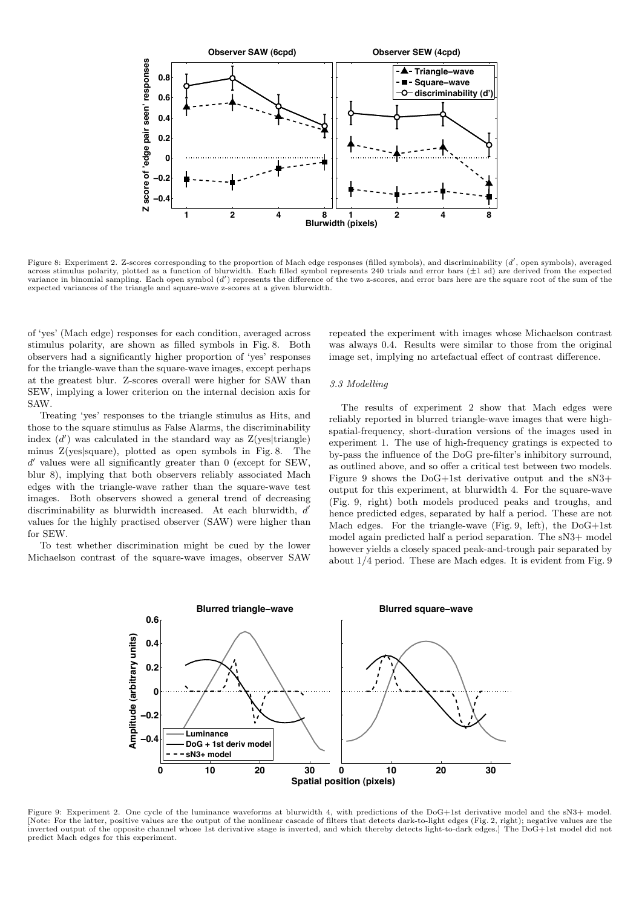Figure 8: Experiment 2. Z-scores corresponding to the proportion of Mach edge responses (filled symbols), and discriminability ($d'$, open symbols), averaged across stimulus polarity, plotted as a function of blurwidth. Each filled symbol represents 240 trials and error bars ($\pm$1 sd) are derived from the expected variance in binomial sampling. Each open symbol ($d'$) represents the difference of the two z-scores, and error bars here are the square root of the sum of the expected variances of the triangle and square-wave z-scores at a given blurwidth.

of 'yes' (Mach edge) responses for each condition, averaged across stimulus polarity, are shown as filled symbols in Fig. 8. Both observers had a significantly higher proportion of 'yes' responses for the triangle-wave than the square-wave images, except perhaps at the greatest blur. Z-scores overall were higher for SAW than SEW, implying a lower criterion on the internal decision axis for SAW.

Treating 'yes' responses to the triangle stimulus as Hits, and those to the square stimulus as False Alarms, the discriminability index ($d'$) was calculated in the standard way as Z(yes|triangle) minus Z(yes|square), plotted as open symbols in Fig. 8. The $d'$ values were all significantly greater than 0 (except for SEW, blur 8), implying that both observers reliably associated Mach edges with the triangle-wave rather than the square-wave test images. Both observers showed a general trend of decreasing discriminability as blurwidth increased. At each blurwidth, $d'$ values for the highly practised observer (SAW) were higher than for SEW.

To test whether discrimination might be cued by the lower Michaelson contrast of the square-wave images, observer SAW repeated the experiment with images whose Michaelson contrast was always 0.4. Results were similar to those from the original image set, implying no artefactual effect of contrast difference.

### 3.3 Modelling

The results of experiment 2 show that Mach edges were reliably reported in blurred triangle-wave images that were high-spatial-frequency, short-duration versions of the images used in experiment 1. The use of high-frequency gratings is expected to by-pass the influence of the DoG pre-filter's inhibitory surround, as outlined above, and so offer a critical test between two models. Figure 9 shows the DoG+1st derivative output and the sN3+ output for this experiment, at blurwidth 4. For the square-wave (Fig. 9, right) both models produced peaks and troughs, and hence predicted edges, separated by half a period. These are not Mach edges. For the triangle-wave (Fig. 9, left), the DoG+1st model again predicted half a period separation. The sN3+ model however yields a closely spaced peak-and-trough pair separated by about 1/4 period. These are Mach edges. It is evident from Fig. 9

Figure 9: Experiment 2. One cycle of the luminance waveforms at blurwidth 4, with predictions of the DoG+1st derivative model and the sN3+ model. [Note: For the latter, positive values are the output of the nonlinear cascade of filters that detects dark-to-light edges (Fig. 2, right); negative values are the inverted output of the opposite channel whose 1st derivative stage is inverted, and which thereby detects light-to-dark edges.] The DoG+1st model did not predict Mach edges for this experiment.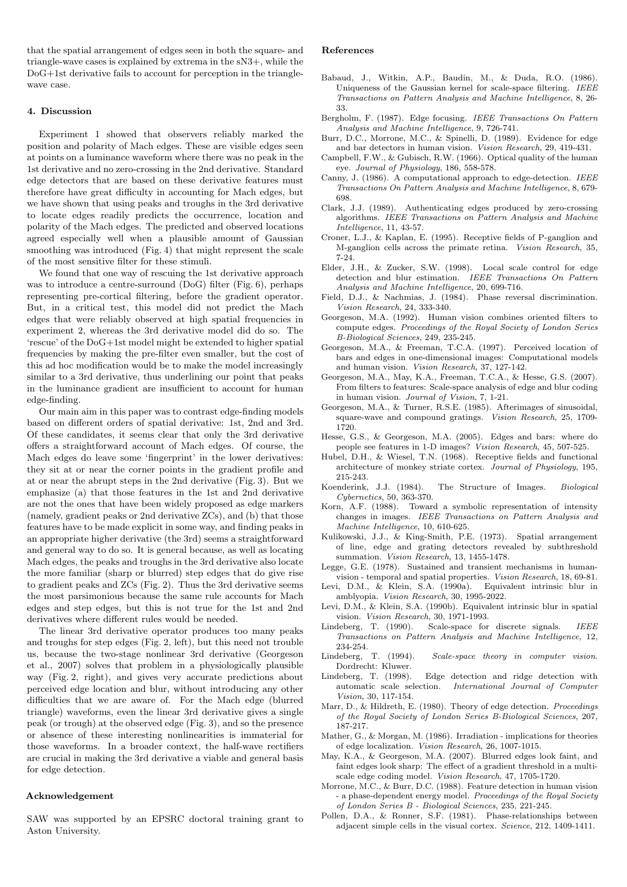that the spatial arrangement of edges seen in both the square- and triangle-wave cases is explained by extrema in the sN3+, while the DoG+1st derivative fails to account for perception in the triangle-wave case.

### 4. Discussion

Experiment 1 showed that observers reliably marked the position and polarity of Mach edges. These are visible edges seen at points on a luminance waveform where there was no peak in the 1st derivative and no zero-crossing in the 2nd derivative. Standard edge detectors that are based on these derivative features must therefore have great difficulty in accounting for Mach edges, but we have shown that using peaks and troughs in the 3rd derivative to locate edges readily predicts the occurrence, location and polarity of the Mach edges. The predicted and observed locations agreed especially well when a plausible amount of Gaussian smoothing was introduced (Fig. 4) that might represent the scale of the most sensitive filter for these stimuli.

We found that one way of rescuing the 1st derivative approach was to introduce a centre-surround (DoG) filter (Fig. 6), perhaps representing pre-cortical filtering, before the gradient operator. But, in a critical test, this model did not predict the Mach edges that were reliably observed at high spatial frequencies in experiment 2, whereas the 3rd derivative model did do so. The 'rescue' of the DoG+1st model might be extended to higher spatial frequencies by making the pre-filter even smaller, but the cost of this ad hoc modification would be to make the model increasingly similar to a 3rd derivative, thus underlining our point that peaks in the luminance gradient are insufficient to account for human edge-finding.

Our main aim in this paper was to contrast edge-finding models based on different orders of spatial derivative: 1st, 2nd and 3rd. Of these candidates, it seems clear that only the 3rd derivative offers a straightforward account of Mach edges. Of course, the Mach edges do leave some 'fingerprint' in the lower derivatives: they sit at or near the corner points in the gradient profile and at or near the abrupt steps in the 2nd derivative (Fig. 3). But we emphasize (a) that those features in the 1st and 2nd derivative are not the ones that have been widely proposed as edge markers (namely, gradient peaks or 2nd derivative ZCs), and (b) that those features have to be made explicit in some way, and finding peaks in an appropriate higher derivative (the 3rd) seems a straightforward and general way to do so. It is general because, as well as locating Mach edges, the peaks and troughs in the 3rd derivative also locate the more familiar (sharp or blurred) step edges that do give rise to gradient peaks and ZCs (Fig. 2). Thus the 3rd derivative seems the most parsimonious because the same rule accounts for Mach edges and step edges, but this is not true for the 1st and 2nd derivatives where different rules would be needed.

The linear 3rd derivative operator produces too many peaks and troughs for step edges (Fig. 2, left), but this need not trouble us, because the two-stage nonlinear 3rd derivative (Georgeson et al., 2007) solves that problem in a physiologically plausible way (Fig. 2, right), and gives very accurate predictions about perceived edge location and blur, without introducing any other difficulties that we are aware of. For the Mach edge (blurred triangle) waveforms, even the linear 3rd derivative gives a single peak (or trough) at the observed edge (Fig. 3), and so the presence or absence of these interesting nonlinearities is immaterial for those waveforms. In a broader context, the half-wave rectifiers are crucial in making the 3rd derivative a viable and general basis for edge detection.

### Acknowledgement

SAW was supported by an EPSRC doctoral training grant to Aston University.

### References

Babaud, J., Witkin, A.P., Baudin, M., & Duda, R.O. (1986). Uniqueness of the Gaussian kernel for scale-space filtering. *IEEE Transactions on Pattern Analysis and Machine Intelligence*, 8, 26-33.

Bergholm, F. (1987). Edge focusing. *IEEE Transactions On Pattern Analysis and Machine Intelligence*, 9, 726-741.

Burr, D.C., Morrone, M.C., & Spinelli, D. (1989). Evidence for edge and bar detectors in human vision. *Vision Research*, 29, 419-431.

Campbell, F.W., & Gubisch, R.W. (1966). Optical quality of the human eye. *Journal of Physiology*, 186, 558-578.

Canny, J. (1986). A computational approach to edge-detection. *IEEE Transactions On Pattern Analysis and Machine Intelligence*, 8, 679-698.

Clark, J.J. (1989). Authenticating edges produced by zero-crossing algorithms. *IEEE Transactions on Pattern Analysis and Machine Intelligence*, 11, 43-57.

Croner, L.J., & Kaplan, E. (1995). Receptive fields of P-ganglion and M-ganglion cells across the primate retina. *Vision Research*, 35, 7-24.

Elder, J.H., & Zucker, S.W. (1998). Local scale control for edge detection and blur estimation. *IEEE Transactions On Pattern Analysis and Machine Intelligence*, 20, 699-716.

Field, D.J., & Nachmias, J. (1984). Phase reversal discrimination. *Vision Research*, 24, 333-340.

Georgeson, M.A. (1992). Human vision combines oriented filters to compute edges. *Proceedings of the Royal Society of London Series B-Biological Sciences*, 249, 235-245.

Georgeson, M.A., & Freeman, T.C.A. (1997). Perceived location of bars and edges in one-dimensional images: Computational models and human vision. *Vision Research*, 37, 127-142.

Georgeson, M.A., May, K.A., Freeman, T.C.A., & Hesse, G.S. (2007). From filters to features: Scale-space analysis of edge and blur coding in human vision. *Journal of Vision*, 7, 1-21.

Georgeson, M.A., & Turner, R.S.E. (1985). Afterimages of sinusoidal, square-wave and compound gratings. *Vision Research*, 25, 1709-1720.

Hesse, G.S., & Georgeson, M.A. (2005). Edges and bars: where do people see features in 1-D images? *Vision Research*, 45, 507-525.

Hubel, D.H., & Wiesel, T.N. (1968). Receptive fields and functional architecture of monkey striate cortex. *Journal of Physiology*, 195, 215-243.

Koenderink, J.J. (1984). The Structure of Images. *Biological Cybernetics*, 50, 363-370.

Korn, A.F. (1988). Toward a symbolic representation of intensity changes in images. *IEEE Transactions on Pattern Analysis and Machine Intelligence*, 10, 610-625.

Kulikowski, J.J., & King-Smith, P.E. (1973). Spatial arrangement of line, edge and grating detectors revealed by subthreshold summation. *Vision Research*, 13, 1455-1478.

Legge, G.E. (1978). Sustained and transient mechanisms in human-vision - temporal and spatial properties. *Vision Research*, 18, 69-81.

Levi, D.M., & Klein, S.A. (1990a). Equivalent intrinsic blur in amblyopia. *Vision Research*, 30, 1995-2022.

Levi, D.M., & Klein, S.A. (1990b). Equivalent intrinsic blur in spatial vision. *Vision Research*, 30, 1971-1993.

Lindeberg, T. (1990). Scale-space for discrete signals. *IEEE Transactions on Pattern Analysis and Machine Intelligence*, 12, 234-254.

Lindeberg, T. (1994). *Scale-space theory in computer vision*. Dordrecht: Kluwer.

Lindeberg, T. (1998). Edge detection and ridge detection with automatic scale selection. *International Journal of Computer Vision*, 30, 117-154.

Marr, D., & Hildreth, E. (1980). Theory of edge detection. *Proceedings of the Royal Society of London Series B-Biological Sciences*, 207, 187-217.

Mather, G., & Morgan, M. (1986). Irradiation - implications for theories of edge localization. *Vision Research*, 26, 1007-1015.

May, K.A., & Georgeson, M.A. (2007). Blurred edges look faint, and faint edges look sharp: The effect of a gradient threshold in a multi-scale edge coding model. *Vision Research*, 47, 1705-1720.

Morrone, M.C., & Burr, D.C. (1988). Feature detection in human vision - a phase-dependent energy model. *Proceedings of the Royal Society of London Series B - Biological Sciences*, 235, 221-245.

Pollen, D.A., & Ronner, S.F. (1981). Phase-relationships between adjacent simple cells in the visual cortex. *Science*, 212, 1409-1411.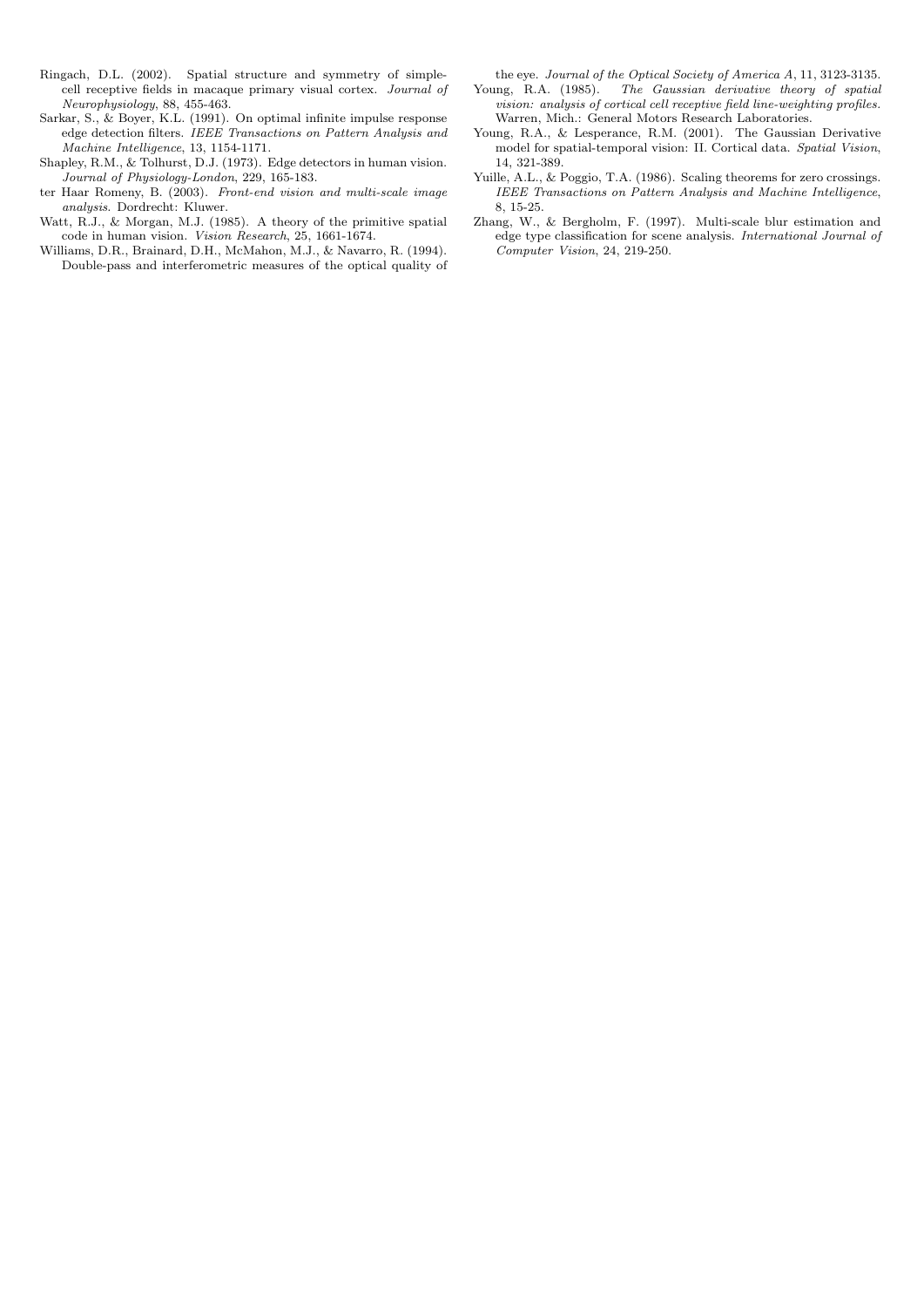Ringach, D.L. (2002). Spatial structure and symmetry of simple-cell receptive fields in macaque primary visual cortex. *Journal of Neurophysiology*, 88, 455-463.

Sarkar, S., & Boyer, K.L. (1991). On optimal infinite impulse response edge detection filters. *IEEE Transactions on Pattern Analysis and Machine Intelligence*, 13, 1154-1171.

Shapley, R.M., & Tolhurst, D.J. (1973). Edge detectors in human vision. *Journal of Physiology-London*, 229, 165-183.

ter Haar Romeny, B. (2003). *Front-end vision and multi-scale image analysis*. Dordrecht: Kluwer.

Watt, R.J., & Morgan, M.J. (1985). A theory of the primitive spatial code in human vision. *Vision Research*, 25, 1661-1674.

Williams, D.R., Brainard, D.H., McMahon, M.J., & Navarro, R. (1994). Double-pass and interferometric measures of the optical quality of the eye. *Journal of the Optical Society of America A*, 11, 3123-3135.

Young, R.A. (1985). *The Gaussian derivative theory of spatial vision: analysis of cortical cell receptive field line-weighting profiles.* Warren, Mich.: General Motors Research Laboratories.

Young, R.A., & Lesperance, R.M. (2001). The Gaussian Derivative model for spatial-temporal vision: II. Cortical data. *Spatial Vision*, 14, 321-389.

Yuille, A.L., & Poggio, T.A. (1986). Scaling theorems for zero crossings. *IEEE Transactions on Pattern Analysis and Machine Intelligence*, 8, 15-25.

Zhang, W., & Bergholm, F. (1997). Multi-scale blur estimation and edge type classification for scene analysis. *International Journal of Computer Vision*, 24, 219-250.